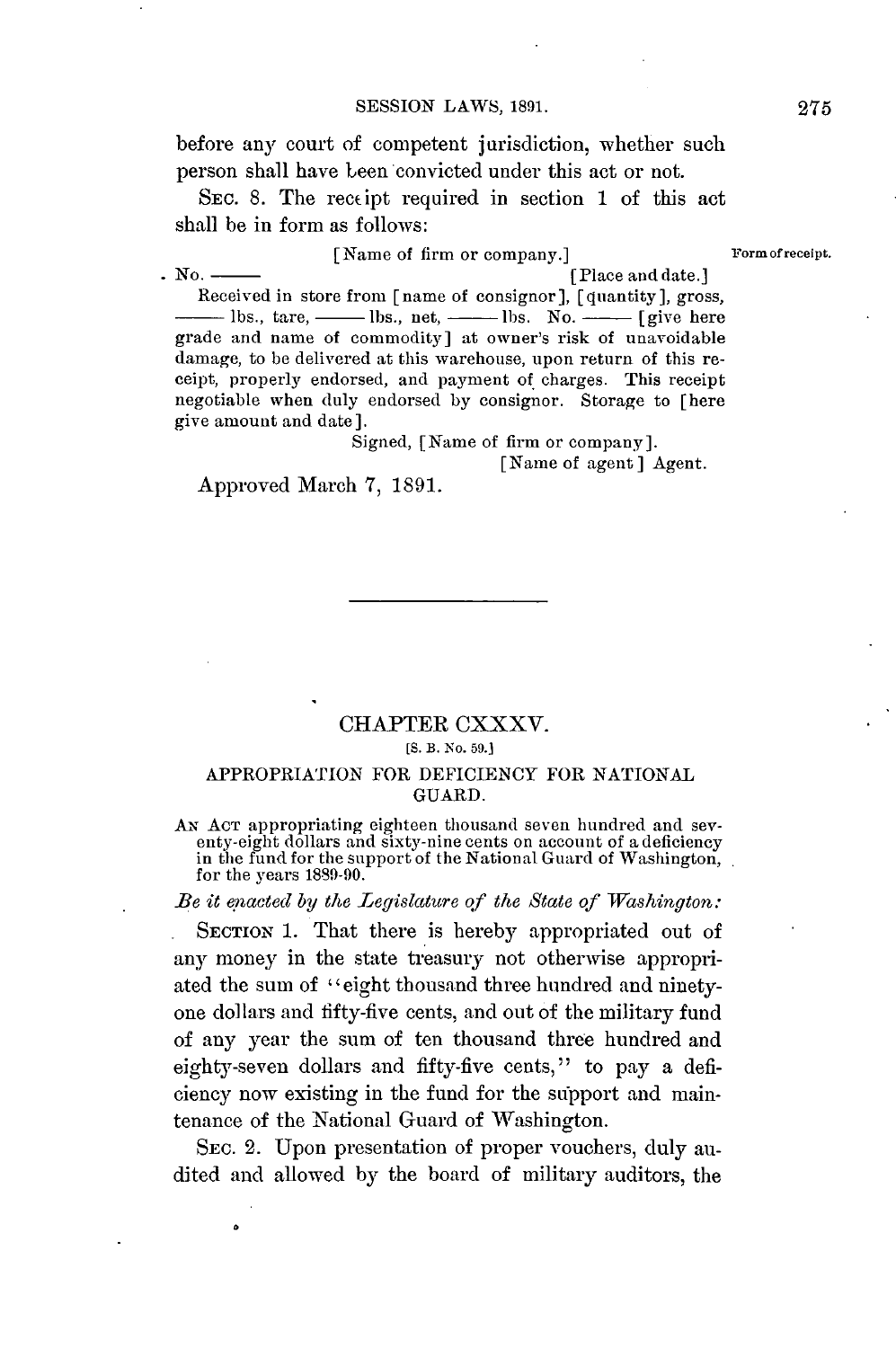before any court of competent jurisdiction, whether such person shall have been convicted under this act or not.

SEC. 8. The receipt required in section 1 of this act shall be in form as follows:

Form of receipt.

[Name of firm or company.]

No. —— [Place and date.]

Received in store from [name of consignor], [quantity], gross, —— lbs., tare, —— lbs., net, —— lbs. No. —— [give here grade and name of commodity] at owner's risk of unavoidable damage, to be delivered at this warehouse, upon return of this receipt, properly endorsed, and payment of charges. This receipt negotiable when duly endorsed by consignor. Storage to [here give amount and date].

Signed, [Name of firm or company].

[Name of agent] Agent.

Approved March 7, 1891.

---

## CHAPTER CXXXV.

[S. B. No. 59.]

### APPROPRIATION FOR DEFICIENCY FOR NATIONAL GUARD.

AN ACT appropriating eighteen thousand seven hundred and seventy-eight dollars and sixty-nine cents on account of a deficiency in the fund for the support of the National Guard of Washington, for the years 1889-90.

*Be it enacted by the Legislature of the State of Washington:*

SECTION 1. That there is hereby appropriated out of any money in the state treasury not otherwise appropriated the sum of "eight thousand three hundred and ninety-one dollars and fifty-five cents, and out of the military fund of any year the sum of ten thousand three hundred and eighty-seven dollars and fifty-five cents," to pay a deficiency now existing in the fund for the support and maintenance of the National Guard of Washington.

SEC. 2. Upon presentation of proper vouchers, duly audited and allowed by the board of military auditors, the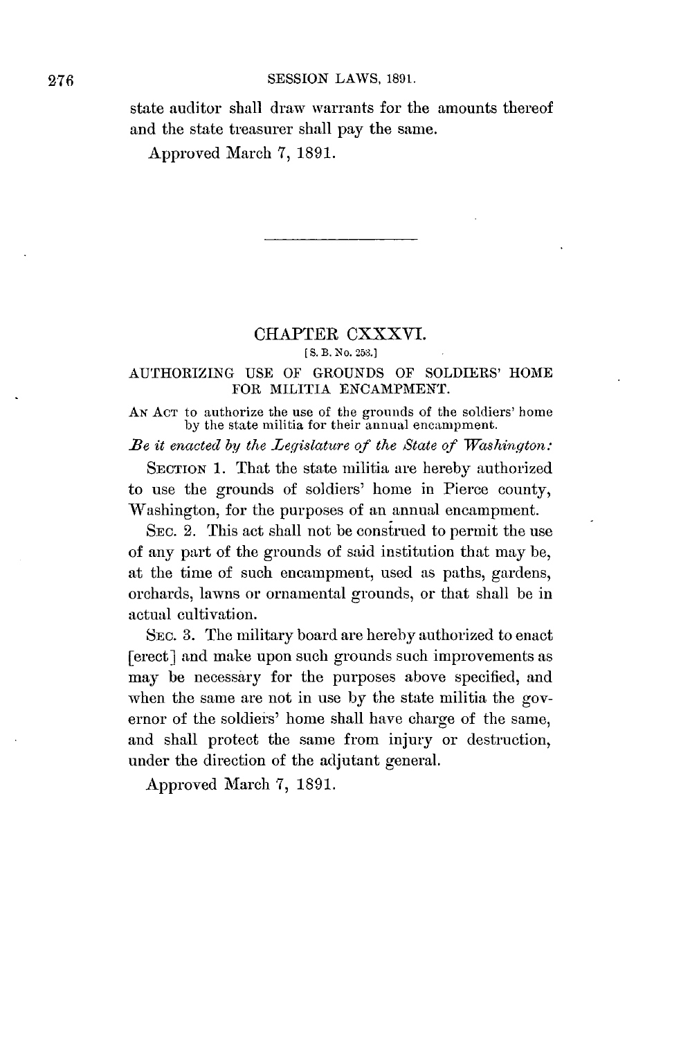state auditor shall draw warrants for the amounts thereof and the state treasurer shall pay the same.

Approved March 7, 1891.

---

## CHAPTER CXXXVI.

[S. B. No. 253.]

### AUTHORIZING USE OF GROUNDS OF SOLDIERS' HOME FOR MILITIA ENCAMPMENT.

AN ACT to authorize the use of the grounds of the soldiers' home by the state militia for their annual encampment.

*Be it enacted by the Legislature of the State of Washington:*

SECTION 1. That the state militia are hereby authorized to use the grounds of soldiers' home in Pierce county, Washington, for the purposes of an annual encampment.

SEC. 2. This act shall not be construed to permit the use of any part of the grounds of said institution that may be, at the time of such encampment, used as paths, gardens, orchards, lawns or ornamental grounds, or that shall be in actual cultivation.

SEC. 3. The military board are hereby authorized to enact [erect] and make upon such grounds such improvements as may be necessary for the purposes above specified, and when the same are not in use by the state militia the governor of the soldiers' home shall have charge of the same, and shall protect the same from injury or destruction, under the direction of the adjutant general.

Approved March 7, 1891.